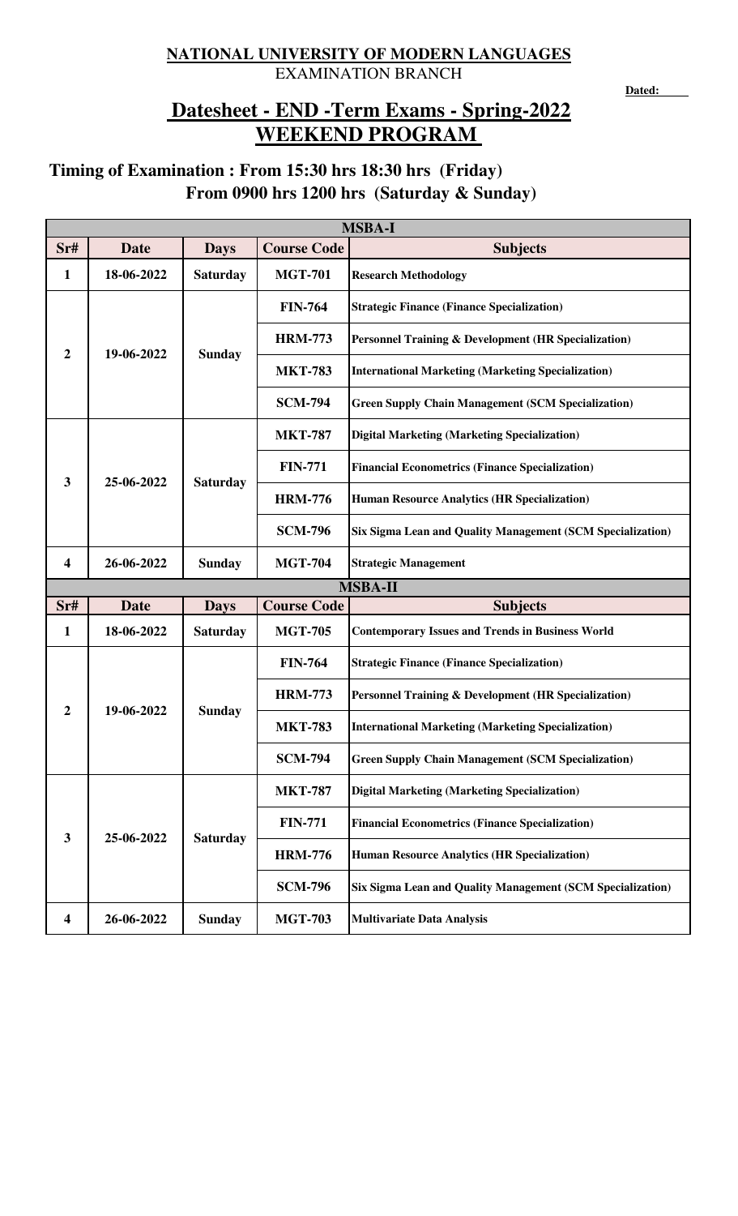**NATIONAL UNIVERSITY OF MODERN LANGUAGES**

EXAMINATION BRANCH

**Dated:**

# Datesheet - END -Term Exams - Spring-2022

# WEEKEND PROGRAM

**Timing of Examination : From 15:30 hrs 18:30 hrs (Friday)**

**From 0900 hrs 1200 hrs (Saturday & Sunday)**

| MSBA-I | | | | |
|---|---|---|---|---|
| **Sr#** | **Date** | **Days** | **Course Code** | **Subjects** |
| 1 | 18-06-2022 | Saturday | MGT-701 | Research Methodology |
| 2 | 19-06-2022 | Sunday | FIN-764 | Strategic Finance (Finance Specialization) |
| | | | HRM-773 | Personnel Training & Development (HR Specialization) |
| | | | MKT-783 | International Marketing (Marketing Specialization) |
| | | | SCM-794 | Green Supply Chain Management (SCM Specialization) |
| 3 | 25-06-2022 | Saturday | MKT-787 | Digital Marketing (Marketing Specialization) |
| | | | FIN-771 | Financial Econometrics (Finance Specialization) |
| | | | HRM-776 | Human Resource Analytics (HR Specialization) |
| | | | SCM-796 | Six Sigma Lean and Quality Management (SCM Specialization) |
| 4 | 26-06-2022 | Sunday | MGT-704 | Strategic Management |

| MSBA-II | | | | |
|---|---|---|---|---|
| **Sr#** | **Date** | **Days** | **Course Code** | **Subjects** |
| 1 | 18-06-2022 | Saturday | MGT-705 | Contemporary Issues and Trends in Business World |
| 2 | 19-06-2022 | Sunday | FIN-764 | Strategic Finance (Finance Specialization) |
| | | | HRM-773 | Personnel Training & Development (HR Specialization) |
| | | | MKT-783 | International Marketing (Marketing Specialization) |
| | | | SCM-794 | Green Supply Chain Management (SCM Specialization) |
| 3 | 25-06-2022 | Saturday | MKT-787 | Digital Marketing (Marketing Specialization) |
| | | | FIN-771 | Financial Econometrics (Finance Specialization) |
| | | | HRM-776 | Human Resource Analytics (HR Specialization) |
| | | | SCM-796 | Six Sigma Lean and Quality Management (SCM Specialization) |
| 4 | 26-06-2022 | Sunday | MGT-703 | Multivariate Data Analysis |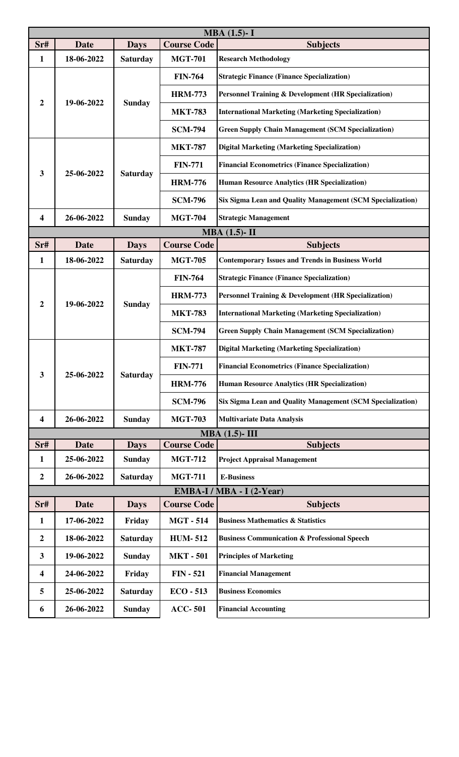## MBA (1.5)- I

| Sr# | Date | Days | Course Code | Subjects |
|---|---|---|---|---|
| 1 | 18-06-2022 | Saturday | MGT-701 | Research Methodology |
| 2 | 19-06-2022 | Sunday | FIN-764 | Strategic Finance (Finance Specialization) |
| | | | HRM-773 | Personnel Training & Development (HR Specialization) |
| | | | MKT-783 | International Marketing (Marketing Specialization) |
| | | | SCM-794 | Green Supply Chain Management (SCM Specialization) |
| 3 | 25-06-2022 | Saturday | MKT-787 | Digital Marketing (Marketing Specialization) |
| | | | FIN-771 | Financial Econometrics (Finance Specialization) |
| | | | HRM-776 | Human Resource Analytics (HR Specialization) |
| | | | SCM-796 | Six Sigma Lean and Quality Management (SCM Specialization) |
| 4 | 26-06-2022 | Sunday | MGT-704 | Strategic Management |

## MBA (1.5)- II

| Sr# | Date | Days | Course Code | Subjects |
|---|---|---|---|---|
| 1 | 18-06-2022 | Saturday | MGT-705 | Contemporary Issues and Trends in Business World |
| 2 | 19-06-2022 | Sunday | FIN-764 | Strategic Finance (Finance Specialization) |
| | | | HRM-773 | Personnel Training & Development (HR Specialization) |
| | | | MKT-783 | International Marketing (Marketing Specialization) |
| | | | SCM-794 | Green Supply Chain Management (SCM Specialization) |
| 3 | 25-06-2022 | Saturday | MKT-787 | Digital Marketing (Marketing Specialization) |
| | | | FIN-771 | Financial Econometrics (Finance Specialization) |
| | | | HRM-776 | Human Resource Analytics (HR Specialization) |
| | | | SCM-796 | Six Sigma Lean and Quality Management (SCM Specialization) |
| 4 | 26-06-2022 | Sunday | MGT-703 | Multivariate Data Analysis |

## MBA (1.5)- III

| Sr# | Date | Days | Course Code | Subjects |
|---|---|---|---|---|
| 1 | 25-06-2022 | Sunday | MGT-712 | Project Appraisal Management |
| 2 | 26-06-2022 | Saturday | MGT-711 | E-Business |

## EMBA-I / MBA - I (2-Year)

| Sr# | Date | Days | Course Code | Subjects |
|---|---|---|---|---|
| 1 | 17-06-2022 | Friday | MGT - 514 | Business Mathematics & Statistics |
| 2 | 18-06-2022 | Saturday | HUM- 512 | Business Communication & Professional Speech |
| 3 | 19-06-2022 | Sunday | MKT - 501 | Principles of Marketing |
| 4 | 24-06-2022 | Friday | FIN - 521 | Financial Management |
| 5 | 25-06-2022 | Saturday | ECO - 513 | Business Economics |
| 6 | 26-06-2022 | Sunday | ACC- 501 | Financial Accounting |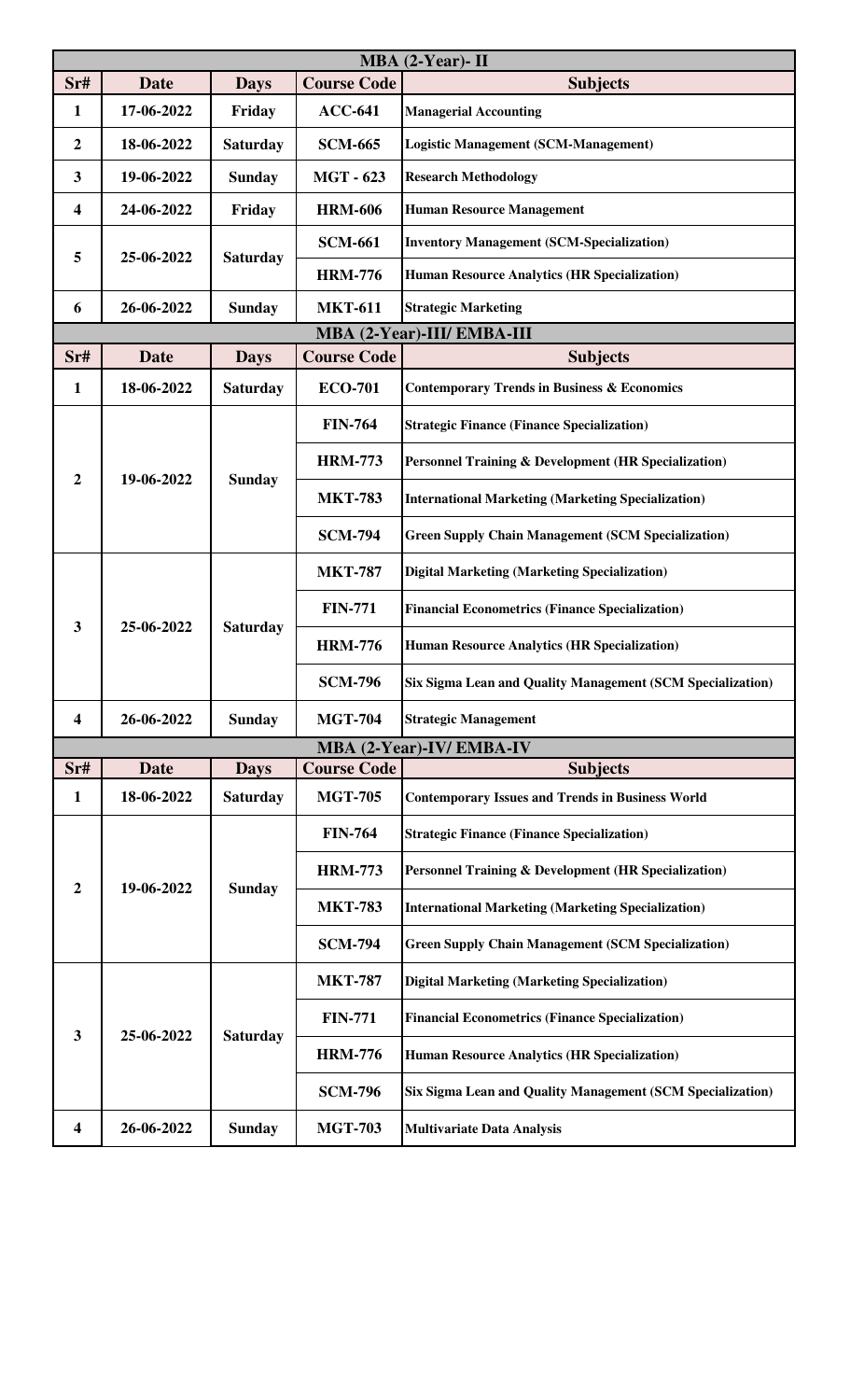## MBA (2-Year)- II

| Sr# | Date | Days | Course Code | Subjects |
|---|---|---|---|---|
| 1 | 17-06-2022 | Friday | ACC-641 | Managerial Accounting |
| 2 | 18-06-2022 | Saturday | SCM-665 | Logistic Management (SCM-Management) |
| 3 | 19-06-2022 | Sunday | MGT - 623 | Research Methodology |
| 4 | 24-06-2022 | Friday | HRM-606 | Human Resource Management |
| 5 | 25-06-2022 | Saturday | SCM-661 | Inventory Management (SCM-Specialization) |
| | | | HRM-776 | Human Resource Analytics (HR Specialization) |
| 6 | 26-06-2022 | Sunday | MKT-611 | Strategic Marketing |

## MBA (2-Year)-III/ EMBA-III

| Sr# | Date | Days | Course Code | Subjects |
|---|---|---|---|---|
| 1 | 18-06-2022 | Saturday | ECO-701 | Contemporary Trends in Business & Economics |
| 2 | 19-06-2022 | Sunday | FIN-764 | Strategic Finance (Finance Specialization) |
| | | | HRM-773 | Personnel Training & Development (HR Specialization) |
| | | | MKT-783 | International Marketing (Marketing Specialization) |
| | | | SCM-794 | Green Supply Chain Management (SCM Specialization) |
| 3 | 25-06-2022 | Saturday | MKT-787 | Digital Marketing (Marketing Specialization) |
| | | | FIN-771 | Financial Econometrics (Finance Specialization) |
| | | | HRM-776 | Human Resource Analytics (HR Specialization) |
| | | | SCM-796 | Six Sigma Lean and Quality Management (SCM Specialization) |
| 4 | 26-06-2022 | Sunday | MGT-704 | Strategic Management |

## MBA (2-Year)-IV/ EMBA-IV

| Sr# | Date | Days | Course Code | Subjects |
|---|---|---|---|---|
| 1 | 18-06-2022 | Saturday | MGT-705 | Contemporary Issues and Trends in Business World |
| 2 | 19-06-2022 | Sunday | FIN-764 | Strategic Finance (Finance Specialization) |
| | | | HRM-773 | Personnel Training & Development (HR Specialization) |
| | | | MKT-783 | International Marketing (Marketing Specialization) |
| | | | SCM-794 | Green Supply Chain Management (SCM Specialization) |
| 3 | 25-06-2022 | Saturday | MKT-787 | Digital Marketing (Marketing Specialization) |
| | | | FIN-771 | Financial Econometrics (Finance Specialization) |
| | | | HRM-776 | Human Resource Analytics (HR Specialization) |
| | | | SCM-796 | Six Sigma Lean and Quality Management (SCM Specialization) |
| 4 | 26-06-2022 | Sunday | MGT-703 | Multivariate Data Analysis |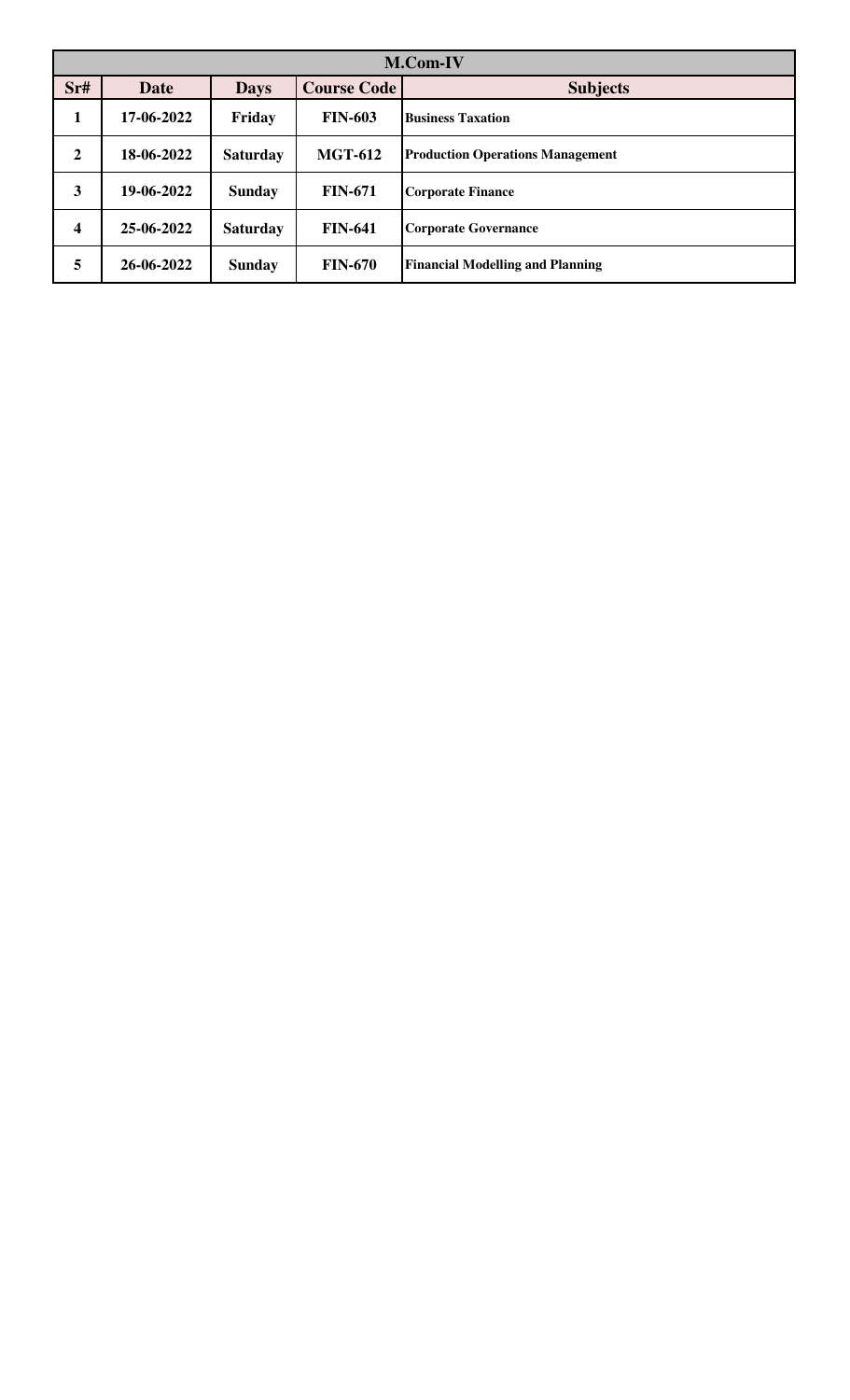| M.Com-IV | | | | |
| --- | --- | --- | --- | --- |
| **Sr#** | **Date** | **Days** | **Course Code** | **Subjects** |
| 1 | 17-06-2022 | Friday | FIN-603 | Business Taxation |
| 2 | 18-06-2022 | Saturday | MGT-612 | Production Operations Management |
| 3 | 19-06-2022 | Sunday | FIN-671 | Corporate Finance |
| 4 | 25-06-2022 | Saturday | FIN-641 | Corporate Governance |
| 5 | 26-06-2022 | Sunday | FIN-670 | Financial Modelling and Planning |